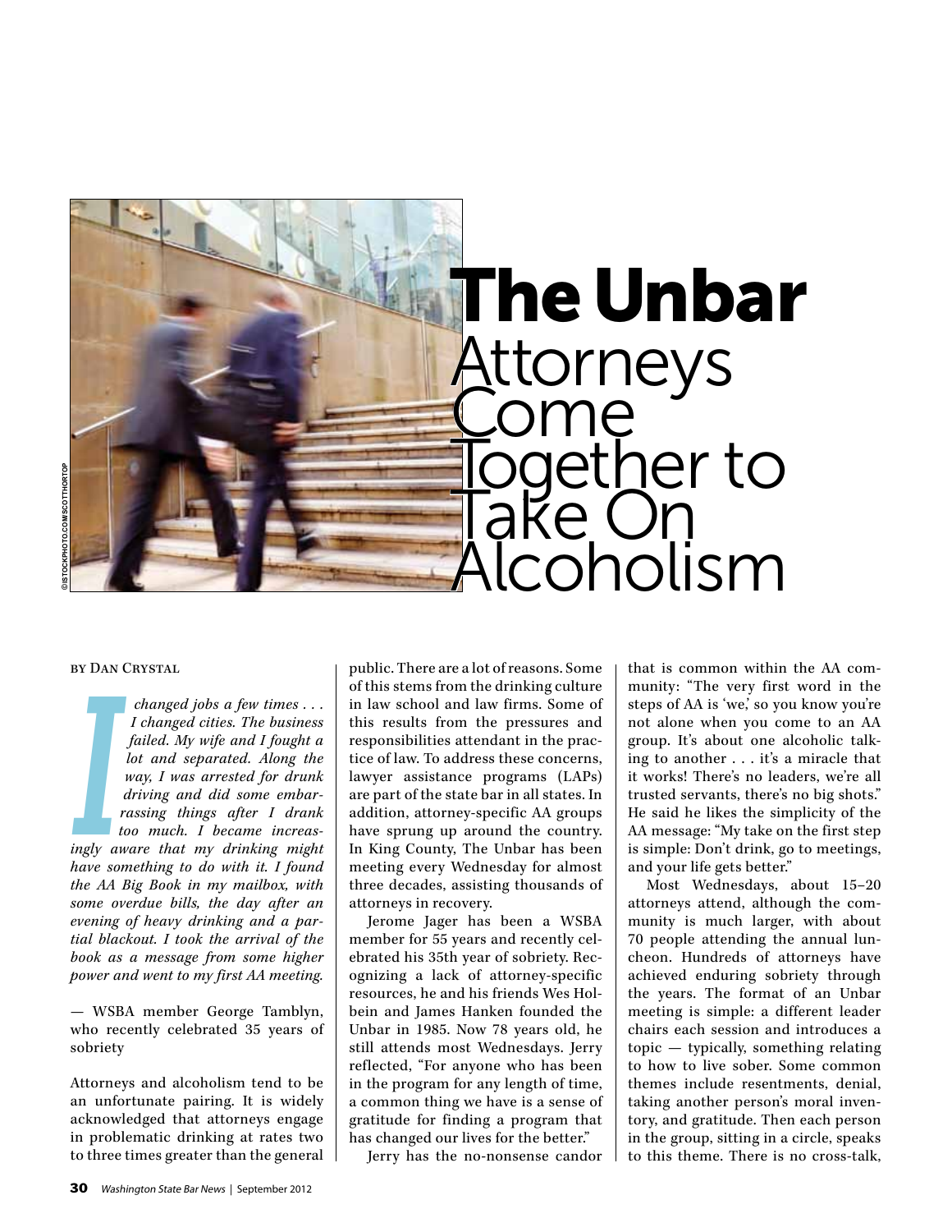# The Unbar
## Attorneys Come Together to Take On Alcoholism

By Dan Crystal

*I changed jobs a few times . . . I changed cities. The business failed. My wife and I fought a lot and separated. Along the way, I was arrested for drunk driving and did some embarrassing things after I drank too much. I became increasingly aware that my drinking might have something to do with it. I found the AA Big Book in my mailbox, with some overdue bills, the day after an evening of heavy drinking and a partial blackout. I took the arrival of the book as a message from some higher power and went to my first AA meeting.*

— WSBA member George Tamblyn, who recently celebrated 35 years of sobriety

Attorneys and alcoholism tend to be an unfortunate pairing. It is widely acknowledged that attorneys engage in problematic drinking at rates two to three times greater than the general public. There are a lot of reasons. Some of this stems from the drinking culture in law school and law firms. Some of this results from the pressures and responsibilities attendant in the practice of law. To address these concerns, lawyer assistance programs (LAPs) are part of the state bar in all states. In addition, attorney-specific AA groups have sprung up around the country. In King County, The Unbar has been meeting every Wednesday for almost three decades, assisting thousands of attorneys in recovery.

Jerome Jager has been a WSBA member for 55 years and recently celebrated his 35th year of sobriety. Recognizing a lack of attorney-specific resources, he and his friends Wes Holbein and James Hanken founded the Unbar in 1985. Now 78 years old, he still attends most Wednesdays. Jerry reflected, "For anyone who has been in the program for any length of time, a common thing we have is a sense of gratitude for finding a program that has changed our lives for the better."

Jerry has the no-nonsense candor that is common within the AA community: "The very first word in the steps of AA is 'we,' so you know you're not alone when you come to an AA group. It's about one alcoholic talking to another . . . it's a miracle that it works! There's no leaders, we're all trusted servants, there's no big shots." He said he likes the simplicity of the AA message: "My take on the first step is simple: Don't drink, go to meetings, and your life gets better."

Most Wednesdays, about 15–20 attorneys attend, although the community is much larger, with about 70 people attending the annual luncheon. Hundreds of attorneys have achieved enduring sobriety through the years. The format of an Unbar meeting is simple: a different leader chairs each session and introduces a topic — typically, something relating to how to live sober. Some common themes include resentments, denial, taking another person's moral inventory, and gratitude. Then each person in the group, sitting in a circle, speaks to this theme. There is no cross-talk,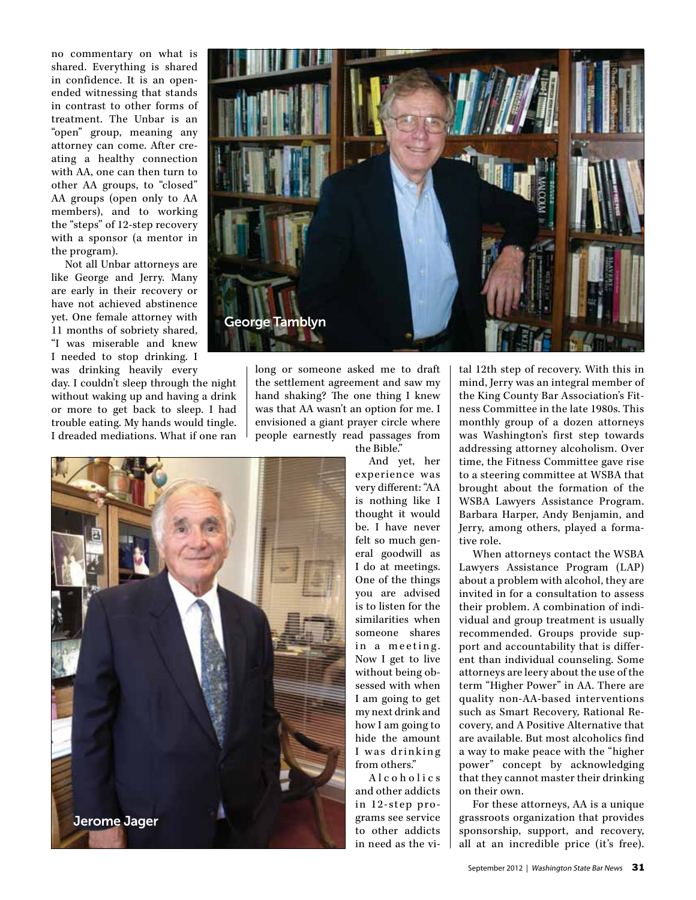no commentary on what is shared. Everything is shared in confidence. It is an open-ended witnessing that stands in contrast to other forms of treatment. The Unbar is an "open" group, meaning any attorney can come. After creating a healthy connection with AA, one can then turn to other AA groups, to "closed" AA groups (open only to AA members), and to working the "steps" of 12-step recovery with a sponsor (a mentor in the program).

Not all Unbar attorneys are like George and Jerry. Many are early in their recovery or have not achieved abstinence yet. One female attorney with 11 months of sobriety shared, "I was miserable and knew I needed to stop drinking. I was drinking heavily every day. I couldn't sleep through the night without waking up and having a drink or more to get back to sleep. I had trouble eating. My hands would tingle. I dreaded mediations. What if one ran long or someone asked me to draft the settlement agreement and saw my hand shaking? The one thing I knew was that AA wasn't an option for me. I envisioned a giant prayer circle where people earnestly read passages from the Bible."

George Tamblyn

Jerome Jager

And yet, her experience was very different: "AA is nothing like I thought it would be. I have never felt so much general goodwill as I do at meetings. One of the things you are advised is to listen for the similarities when someone shares in a meeting. Now I get to live without being obsessed with when I am going to get my next drink and how I am going to hide the amount I was drinking from others."

Alcoholics and other addicts in 12-step programs see service to other addicts in need as the vital 12th step of recovery. With this in mind, Jerry was an integral member of the King County Bar Association's Fitness Committee in the late 1980s. This monthly group of a dozen attorneys was Washington's first step towards addressing attorney alcoholism. Over time, the Fitness Committee gave rise to a steering committee at WSBA that brought about the formation of the WSBA Lawyers Assistance Program. Barbara Harper, Andy Benjamin, and Jerry, among others, played a formative role.

When attorneys contact the WSBA Lawyers Assistance Program (LAP) about a problem with alcohol, they are invited in for a consultation to assess their problem. A combination of individual and group treatment is usually recommended. Groups provide support and accountability that is different than individual counseling. Some attorneys are leery about the use of the term "Higher Power" in AA. There are quality non-AA-based interventions such as Smart Recovery, Rational Recovery, and A Positive Alternative that are available. But most alcoholics find a way to make peace with the "higher power" concept by acknowledging that they cannot master their drinking on their own.

For these attorneys, AA is a unique grassroots organization that provides sponsorship, support, and recovery, all at an incredible price (it's free).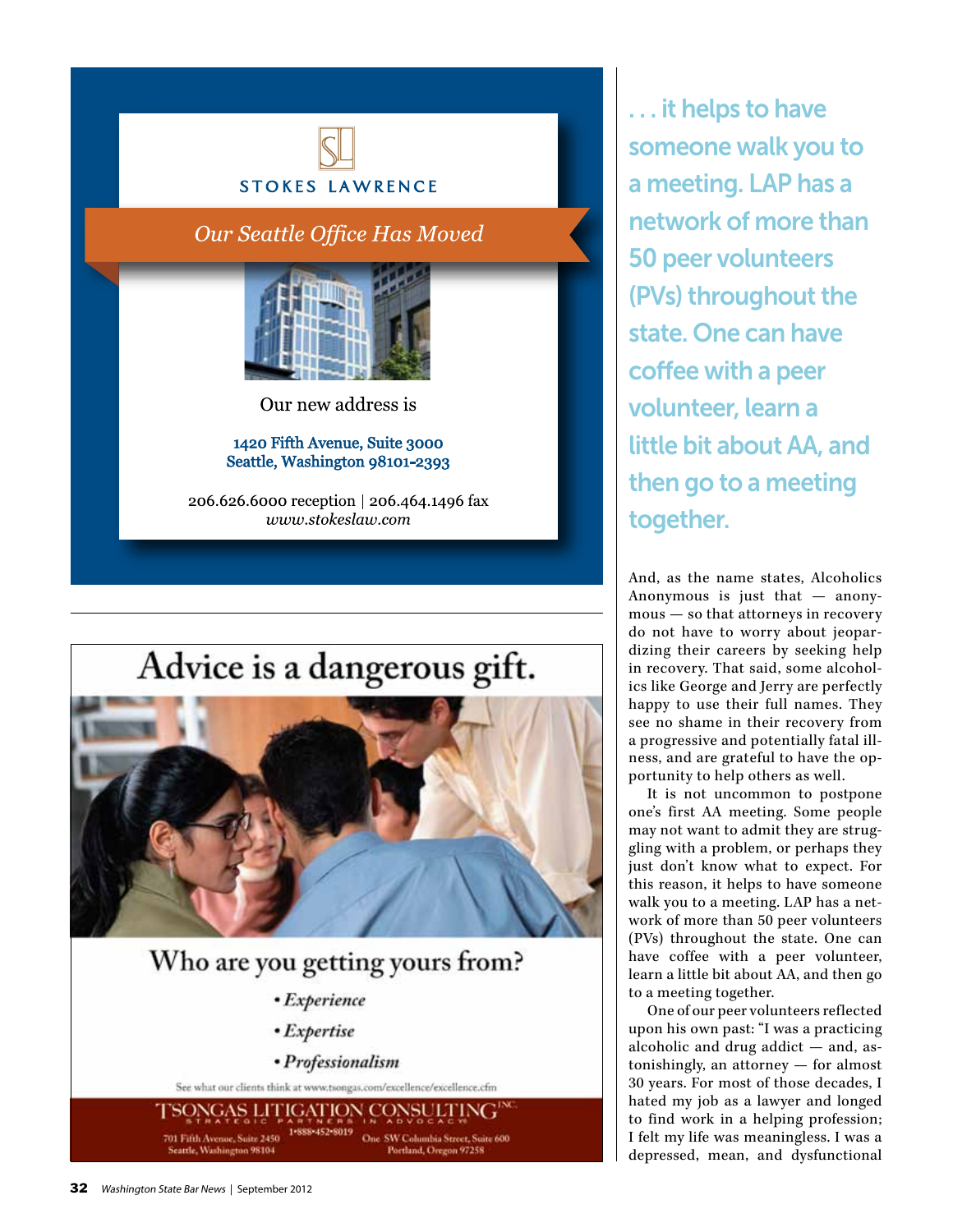STOKES LAWRENCE

*Our Seattle Office Has Moved*

Our new address is

1420 Fifth Avenue, Suite 3000
Seattle, Washington 98101-2393

206.626.6000 reception | 206.464.1496 fax
*www.stokeslaw.com*

---

# Advice is a dangerous gift.

## Who are you getting yours from?

- *Experience*
- *Expertise*
- *Professionalism*

See what our clients think at www.tsongas.com/excellence/excellence.cfm

TSONGAS LITIGATION CONSULTING INC.
STRATEGIC PARTNERS IN ADVOCACY

701 Fifth Avenue, Suite 2450
Seattle, Washington 98104

1•888•452•8019

One SW Columbia Street, Suite 600
Portland, Oregon 97258

---

**. . . it helps to have someone walk you to a meeting. LAP has a network of more than 50 peer volunteers (PVs) throughout the state. One can have coffee with a peer volunteer, learn a little bit about AA, and then go to a meeting together.**

And, as the name states, Alcoholics Anonymous is just that — anonymous — so that attorneys in recovery do not have to worry about jeopardizing their careers by seeking help in recovery. That said, some alcoholics like George and Jerry are perfectly happy to use their full names. They see no shame in their recovery from a progressive and potentially fatal illness, and are grateful to have the opportunity to help others as well.

It is not uncommon to postpone one's first AA meeting. Some people may not want to admit they are struggling with a problem, or perhaps they just don't know what to expect. For this reason, it helps to have someone walk you to a meeting. LAP has a network of more than 50 peer volunteers (PVs) throughout the state. One can have coffee with a peer volunteer, learn a little bit about AA, and then go to a meeting together.

One of our peer volunteers reflected upon his own past: "I was a practicing alcoholic and drug addict — and, astonishingly, an attorney — for almost 30 years. For most of those decades, I hated my job as a lawyer and longed to find work in a helping profession; I felt my life was meaningless. I was a depressed, mean, and dysfunctional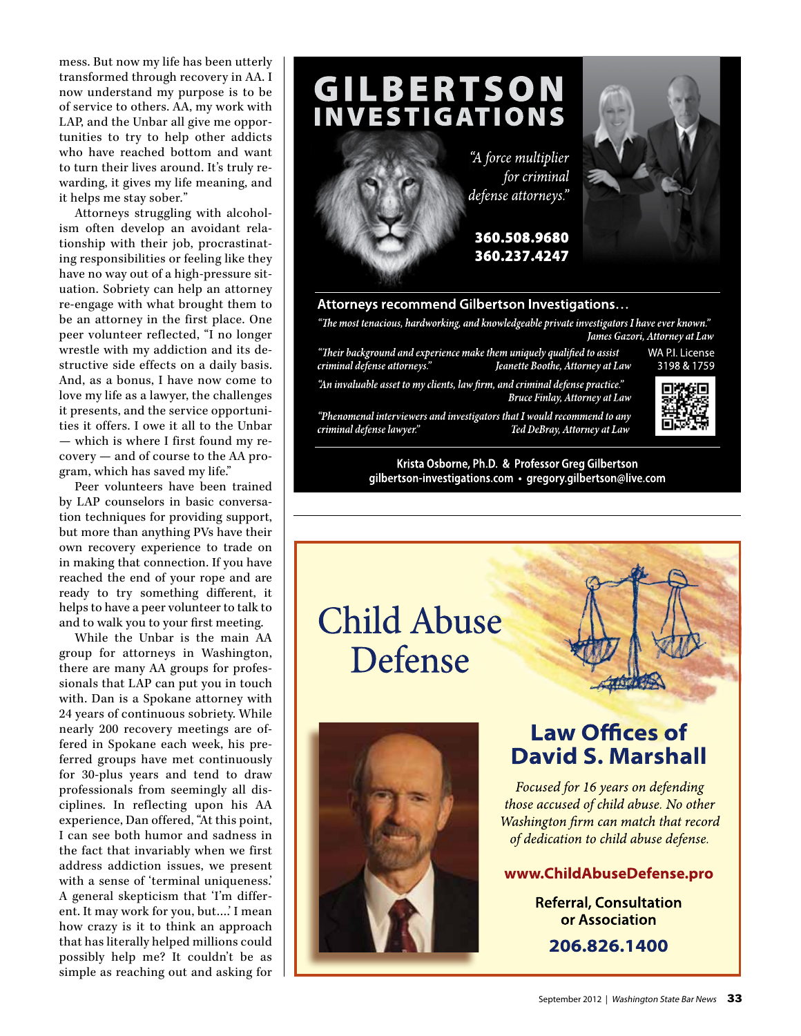mess. But now my life has been utterly transformed through recovery in AA. I now understand my purpose is to be of service to others. AA, my work with LAP, and the Unbar all give me opportunities to try to help other addicts who have reached bottom and want to turn their lives around. It's truly rewarding, it gives my life meaning, and it helps me stay sober."

Attorneys struggling with alcoholism often develop an avoidant relationship with their job, procrastinating responsibilities or feeling like they have no way out of a high-pressure situation. Sobriety can help an attorney re-engage with what brought them to be an attorney in the first place. One peer volunteer reflected, "I no longer wrestle with my addiction and its destructive side effects on a daily basis. And, as a bonus, I have now come to love my life as a lawyer, the challenges it presents, and the service opportunities it offers. I owe it all to the Unbar — which is where I first found my recovery — and of course to the AA program, which has saved my life."

Peer volunteers have been trained by LAP counselors in basic conversation techniques for providing support, but more than anything PVs have their own recovery experience to trade on in making that connection. If you have reached the end of your rope and are ready to try something different, it helps to have a peer volunteer to talk to and to walk you to your first meeting.

While the Unbar is the main AA group for attorneys in Washington, there are many AA groups for professionals that LAP can put you in touch with. Dan is a Spokane attorney with 24 years of continuous sobriety. While nearly 200 recovery meetings are offered in Spokane each week, his preferred groups have met continuously for 30-plus years and tend to draw professionals from seemingly all disciplines. In reflecting upon his AA experience, Dan offered, "At this point, I can see both humor and sadness in the fact that invariably when we first address addiction issues, we present with a sense of 'terminal uniqueness.' A general skepticism that 'I'm different. It may work for you, but....' I mean how crazy is it to think an approach that has literally helped millions could possibly help me? It couldn't be as simple as reaching out and asking for

---

# GILBERTSON INVESTIGATIONS

*"A force multiplier for criminal defense attorneys."*

**360.508.9680**
**360.237.4247**

**Attorneys recommend Gilbertson Investigations…**

*"The most tenacious, hardworking, and knowledgeable private investigators I have ever known."* — *James Gazori, Attorney at Law*

*"Their background and experience make them uniquely qualified to assist criminal defense attorneys."* — *Jeanette Boothe, Attorney at Law*

*"An invaluable asset to my clients, law firm, and criminal defense practice."* — *Bruce Finlay, Attorney at Law*

*"Phenomenal interviewers and investigators that I would recommend to any criminal defense lawyer."* — *Ted DeBray, Attorney at Law*

WA P.I. License 3198 & 1759

**Krista Osborne, Ph.D. & Professor Greg Gilbertson**
**gilbertson-investigations.com • gregory.gilbertson@live.com**

---

# Child Abuse Defense

## Law Offices of David S. Marshall

*Focused for 16 years on defending those accused of child abuse. No other Washington firm can match that record of dedication to child abuse defense.*

**www.ChildAbuseDefense.pro**

**Referral, Consultation or Association**

**206.826.1400**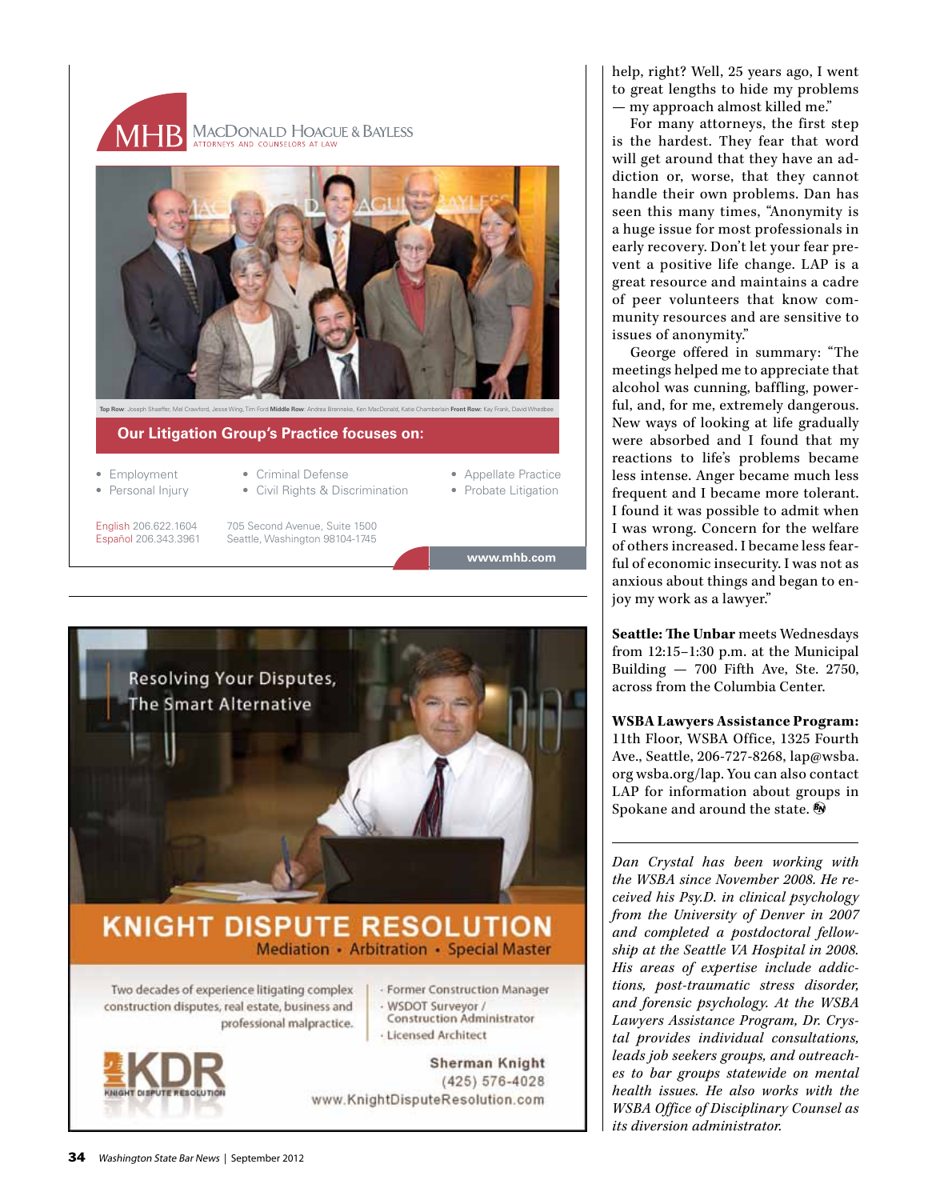# MHB MacDonald Hoague & Bayless

ATTORNEYS AND COUNSELORS AT LAW

**Top Row**: Joseph Shaeffer, Mel Crawford, Jesse Wing, Tim Ford **Middle Row**: Andrea Brenneke, Ken MacDonald, Katie Chamberlain **Front Row**: Kay Frank, David Whedbee

## Our Litigation Group's Practice focuses on:

- Employment
- Personal Injury
- Criminal Defense
- Civil Rights & Discrimination
- Appellate Practice
- Probate Litigation

English 206.622.1604
Español 206.343.3961

705 Second Avenue, Suite 1500
Seattle, Washington 98104-1745

www.mhb.com

---

Resolving Your Disputes, The Smart Alternative

# KNIGHT DISPUTE RESOLUTION

Mediation • Arbitration • Special Master

Two decades of experience litigating complex construction disputes, real estate, business and professional malpractice.

- Former Construction Manager
- WSDOT Surveyor / Construction Administrator
- Licensed Architect

KDR KNIGHT DISPUTE RESOLUTION

Sherman Knight
(425) 576-4028
www.KnightDisputeResolution.com

---

help, right? Well, 25 years ago, I went to great lengths to hide my problems — my approach almost killed me."

For many attorneys, the first step is the hardest. They fear that word will get around that they have an addiction or, worse, that they cannot handle their own problems. Dan has seen this many times, "Anonymity is a huge issue for most professionals in early recovery. Don't let your fear prevent a positive life change. LAP is a great resource and maintains a cadre of peer volunteers that know community resources and are sensitive to issues of anonymity."

George offered in summary: "The meetings helped me to appreciate that alcohol was cunning, baffling, powerful, and, for me, extremely dangerous. New ways of looking at life gradually were absorbed and I found that my reactions to life's problems became less intense. Anger became much less frequent and I became more tolerant. I found it was possible to admit when I was wrong. Concern for the welfare of others increased. I became less fearful of economic insecurity. I was not as anxious about things and began to enjoy my work as a lawyer."

**Seattle: The Unbar** meets Wednesdays from 12:15–1:30 p.m. at the Municipal Building — 700 Fifth Ave, Ste. 2750, across from the Columbia Center.

**WSBA Lawyers Assistance Program:** 11th Floor, WSBA Office, 1325 Fourth Ave., Seattle, 206-727-8268, lap@wsba.org wsba.org/lap. You can also contact LAP for information about groups in Spokane and around the state.

---

*Dan Crystal has been working with the WSBA since November 2008. He received his Psy.D. in clinical psychology from the University of Denver in 2007 and completed a postdoctoral fellowship at the Seattle VA Hospital in 2008. His areas of expertise include addictions, post-traumatic stress disorder, and forensic psychology. At the WSBA Lawyers Assistance Program, Dr. Crystal provides individual consultations, leads job seekers groups, and outreaches to bar groups statewide on mental health issues. He also works with the WSBA Office of Disciplinary Counsel as its diversion administrator.*